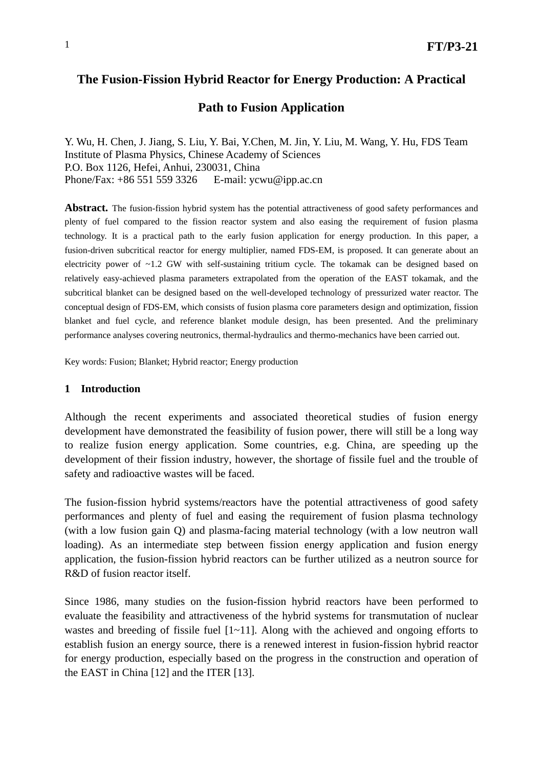# The Fusion-Fission Hybrid Reactor for Energy Production: A Practical Path to Fusion Application

Y. Wu, H. Chen, J. Jiang, S. Liu, Y. Bai, Y.Chen, M. Jin, Y. Liu, M. Wang, Y. Hu, FDS Team
Institute of Plasma Physics, Chinese Academy of Sciences
P.O. Box 1126, Hefei, Anhui, 230031, China
Phone/Fax: +86 551 559 3326 E-mail: ycwu@ipp.ac.cn

**Abstract.** The fusion-fission hybrid system has the potential attractiveness of good safety performances and plenty of fuel compared to the fission reactor system and also easing the requirement of fusion plasma technology. It is a practical path to the early fusion application for energy production. In this paper, a fusion-driven subcritical reactor for energy multiplier, named FDS-EM, is proposed. It can generate about an electricity power of ~1.2 GW with self-sustaining tritium cycle. The tokamak can be designed based on relatively easy-achieved plasma parameters extrapolated from the operation of the EAST tokamak, and the subcritical blanket can be designed based on the well-developed technology of pressurized water reactor. The conceptual design of FDS-EM, which consists of fusion plasma core parameters design and optimization, fission blanket and fuel cycle, and reference blanket module design, has been presented. And the preliminary performance analyses covering neutronics, thermal-hydraulics and thermo-mechanics have been carried out.

Key words: Fusion; Blanket; Hybrid reactor; Energy production

## 1 Introduction

Although the recent experiments and associated theoretical studies of fusion energy development have demonstrated the feasibility of fusion power, there will still be a long way to realize fusion energy application. Some countries, e.g. China, are speeding up the development of their fission industry, however, the shortage of fissile fuel and the trouble of safety and radioactive wastes will be faced.

The fusion-fission hybrid systems/reactors have the potential attractiveness of good safety performances and plenty of fuel and easing the requirement of fusion plasma technology (with a low fusion gain Q) and plasma-facing material technology (with a low neutron wall loading). As an intermediate step between fission energy application and fusion energy application, the fusion-fission hybrid reactors can be further utilized as a neutron source for R&D of fusion reactor itself.

Since 1986, many studies on the fusion-fission hybrid reactors have been performed to evaluate the feasibility and attractiveness of the hybrid systems for transmutation of nuclear wastes and breeding of fissile fuel [1~11]. Along with the achieved and ongoing efforts to establish fusion an energy source, there is a renewed interest in fusion-fission hybrid reactor for energy production, especially based on the progress in the construction and operation of the EAST in China [12] and the ITER [13].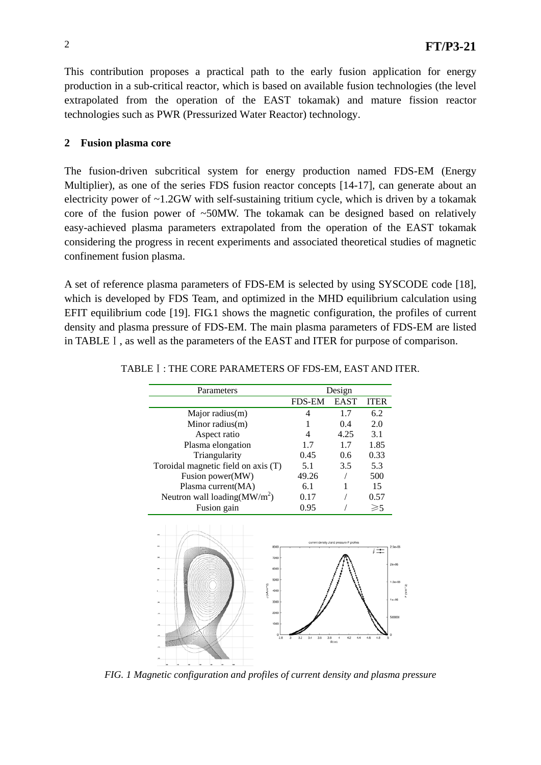This contribution proposes a practical path to the early fusion application for energy production in a sub-critical reactor, which is based on available fusion technologies (the level extrapolated from the operation of the EAST tokamak) and mature fission reactor technologies such as PWR (Pressurized Water Reactor) technology.

## 2 Fusion plasma core

The fusion-driven subcritical system for energy production named FDS-EM (Energy Multiplier), as one of the series FDS fusion reactor concepts [14-17], can generate about an electricity power of ~1.2GW with self-sustaining tritium cycle, which is driven by a tokamak core of the fusion power of ~50MW. The tokamak can be designed based on relatively easy-achieved plasma parameters extrapolated from the operation of the EAST tokamak considering the progress in recent experiments and associated theoretical studies of magnetic confinement fusion plasma.

A set of reference plasma parameters of FDS-EM is selected by using SYSCODE code [18], which is developed by FDS Team, and optimized in the MHD equilibrium calculation using EFIT equilibrium code [19]. FIG.1 shows the magnetic configuration, the profiles of current density and plasma pressure of FDS-EM. The main plasma parameters of FDS-EM are listed in TABLE Ⅰ, as well as the parameters of the EAST and ITER for purpose of comparison.

TABLE Ⅰ: THE CORE PARAMETERS OF FDS-EM, EAST AND ITER.

| Parameters | Design | | |
|---|---|---|---|
| | FDS-EM | EAST | ITER |
| Major radius(m) | 4 | 1.7 | 6.2 |
| Minor radius(m) | 1 | 0.4 | 2.0 |
| Aspect ratio | 4 | 4.25 | 3.1 |
| Plasma elongation | 1.7 | 1.7 | 1.85 |
| Triangularity | 0.45 | 0.6 | 0.33 |
| Toroidal magnetic field on axis (T) | 5.1 | 3.5 | 5.3 |
| Fusion power(MW) | 49.26 | / | 500 |
| Plasma current(MA) | 6.1 | 1 | 15 |
| Neutron wall loading($MW/m^2$) | 0.17 | / | 0.57 |
| Fusion gain | 0.95 | / | ≥5 |

*FIG. 1 Magnetic configuration and profiles of current density and plasma pressure*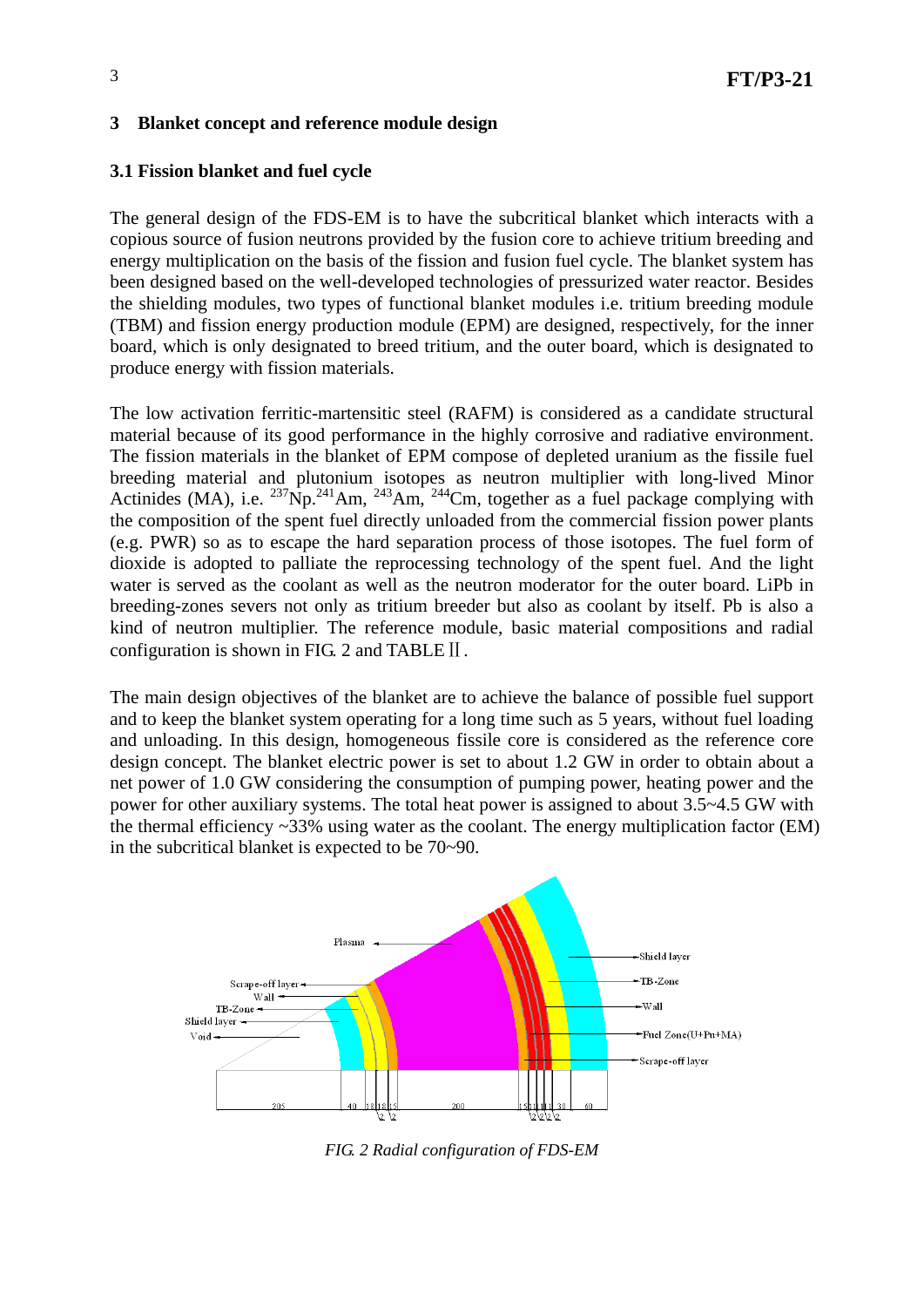## 3 Blanket concept and reference module design

### 3.1 Fission blanket and fuel cycle

The general design of the FDS-EM is to have the subcritical blanket which interacts with a copious source of fusion neutrons provided by the fusion core to achieve tritium breeding and energy multiplication on the basis of the fission and fusion fuel cycle. The blanket system has been designed based on the well-developed technologies of pressurized water reactor. Besides the shielding modules, two types of functional blanket modules i.e. tritium breeding module (TBM) and fission energy production module (EPM) are designed, respectively, for the inner board, which is only designated to breed tritium, and the outer board, which is designated to produce energy with fission materials.

The low activation ferritic-martensitic steel (RAFM) is considered as a candidate structural material because of its good performance in the highly corrosive and radiative environment. The fission materials in the blanket of EPM compose of depleted uranium as the fissile fuel breeding material and plutonium isotopes as neutron multiplier with long-lived Minor Actinides (MA), i.e. $^{237}$Np.$^{241}$Am, $^{243}$Am, $^{244}$Cm, together as a fuel package complying with the composition of the spent fuel directly unloaded from the commercial fission power plants (e.g. PWR) so as to escape the hard separation process of those isotopes. The fuel form of dioxide is adopted to palliate the reprocessing technology of the spent fuel. And the light water is served as the coolant as well as the neutron moderator for the outer board. LiPb in breeding-zones severs not only as tritium breeder but also as coolant by itself. Pb is also a kind of neutron multiplier. The reference module, basic material compositions and radial configuration is shown in FIG. 2 and TABLE Ⅱ.

The main design objectives of the blanket are to achieve the balance of possible fuel support and to keep the blanket system operating for a long time such as 5 years, without fuel loading and unloading. In this design, homogeneous fissile core is considered as the reference core design concept. The blanket electric power is set to about 1.2 GW in order to obtain about a net power of 1.0 GW considering the consumption of pumping power, heating power and the power for other auxiliary systems. The total heat power is assigned to about 3.5~4.5 GW with the thermal efficiency ~33% using water as the coolant. The energy multiplication factor (EM) in the subcritical blanket is expected to be 70~90.

*FIG. 2 Radial configuration of FDS-EM*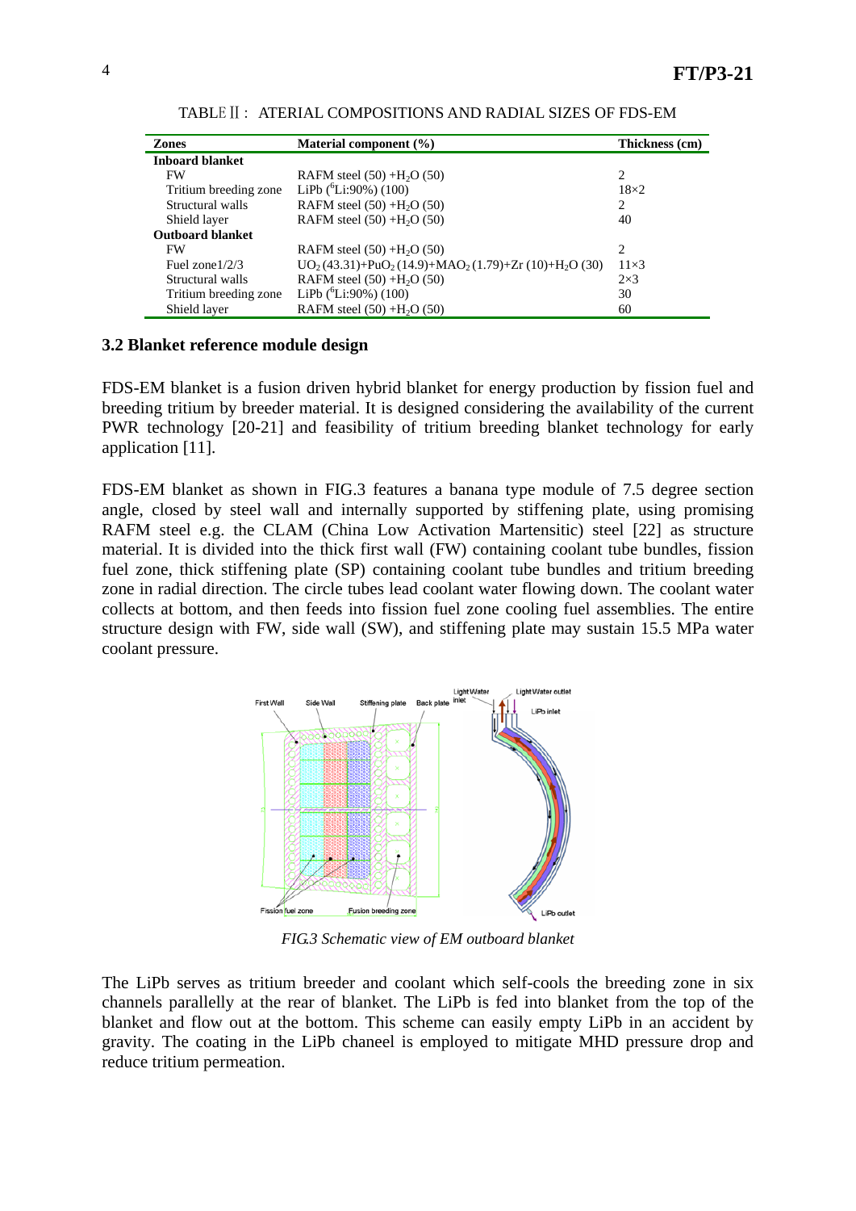TABLE Ⅱ : ATERIAL COMPOSITIONS AND RADIAL SIZES OF FDS-EM

| Zones | Material component (%) | Thickness (cm) |
|---|---|---|
| **Inboard blanket** | | |
| FW | RAFM steel (50) +$H_2O$ (50) | 2 |
| Tritium breeding zone | LiPb ($^6$Li:90%) (100) | 18×2 |
| Structural walls | RAFM steel (50) +$H_2O$ (50) | 2 |
| Shield layer | RAFM steel (50) +$H_2O$ (50) | 40 |
| **Outboard blanket** | | |
| FW | RAFM steel (50) +$H_2O$ (50) | 2 |
| Fuel zone1/2/3 | $UO_2$ (43.31)+$PuO_2$ (14.9)+$MAO_2$ (1.79)+Zr (10)+$H_2O$ (30) | 11×3 |
| Structural walls | RAFM steel (50) +$H_2O$ (50) | 2×3 |
| Tritium breeding zone | LiPb ($^6$Li:90%) (100) | 30 |
| Shield layer | RAFM steel (50) +$H_2O$ (50) | 60 |

### 3.2 Blanket reference module design

FDS-EM blanket is a fusion driven hybrid blanket for energy production by fission fuel and breeding tritium by breeder material. It is designed considering the availability of the current PWR technology [20-21] and feasibility of tritium breeding blanket technology for early application [11].

FDS-EM blanket as shown in FIG.3 features a banana type module of 7.5 degree section angle, closed by steel wall and internally supported by stiffening plate, using promising RAFM steel e.g. the CLAM (China Low Activation Martensitic) steel [22] as structure material. It is divided into the thick first wall (FW) containing coolant tube bundles, fission fuel zone, thick stiffening plate (SP) containing coolant tube bundles and tritium breeding zone in radial direction. The circle tubes lead coolant water flowing down. The coolant water collects at bottom, and then feeds into fission fuel zone cooling fuel assemblies. The entire structure design with FW, side wall (SW), and stiffening plate may sustain 15.5 MPa water coolant pressure.

*FIG.3 Schematic view of EM outboard blanket*

The LiPb serves as tritium breeder and coolant which self-cools the breeding zone in six channels parallelly at the rear of blanket. The LiPb is fed into blanket from the top of the blanket and flow out at the bottom. This scheme can easily empty LiPb in an accident by gravity. The coating in the LiPb chaneel is employed to mitigate MHD pressure drop and reduce tritium permeation.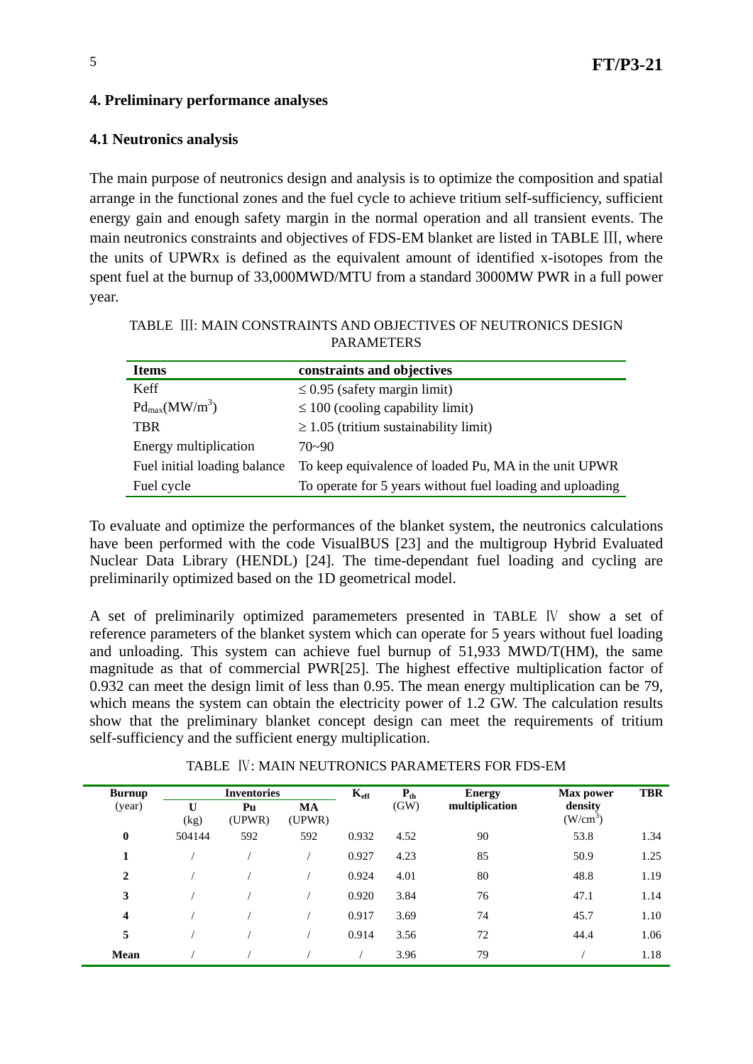## 4. Preliminary performance analyses

### 4.1 Neutronics analysis

The main purpose of neutronics design and analysis is to optimize the composition and spatial arrange in the functional zones and the fuel cycle to achieve tritium self-sufficiency, sufficient energy gain and enough safety margin in the normal operation and all transient events. The main neutronics constraints and objectives of FDS-EM blanket are listed in TABLE Ⅲ, where the units of UPWRx is defined as the equivalent amount of identified x-isotopes from the spent fuel at the burnup of 33,000MWD/MTU from a standard 3000MW PWR in a full power year.

TABLE Ⅲ: MAIN CONSTRAINTS AND OBJECTIVES OF NEUTRONICS DESIGN PARAMETERS

| Items | constraints and objectives |
|---|---|
| Keff | ≤ 0.95 (safety margin limit) |
| $Pd_{max}$($MW/m^3$) | ≤ 100 (cooling capability limit) |
| TBR | ≥ 1.05 (tritium sustainability limit) |
| Energy multiplication | 70~90 |
| Fuel initial loading balance | To keep equivalence of loaded Pu, MA in the unit UPWR |
| Fuel cycle | To operate for 5 years without fuel loading and uploading |

To evaluate and optimize the performances of the blanket system, the neutronics calculations have been performed with the code VisualBUS [23] and the multigroup Hybrid Evaluated Nuclear Data Library (HENDL) [24]. The time-dependant fuel loading and cycling are preliminarily optimized based on the 1D geometrical model.

A set of preliminarily optimized paramemeters presented in TABLE Ⅳ show a set of reference parameters of the blanket system which can operate for 5 years without fuel loading and unloading. This system can achieve fuel burnup of 51,933 MWD/T(HM), the same magnitude as that of commercial PWR[25]. The highest effective multiplication factor of 0.932 can meet the design limit of less than 0.95. The mean energy multiplication can be 79, which means the system can obtain the electricity power of 1.2 GW. The calculation results show that the preliminary blanket concept design can meet the requirements of tritium self-sufficiency and the sufficient energy multiplication.

TABLE Ⅳ: MAIN NEUTRONICS PARAMETERS FOR FDS-EM

| **Burnup** (year) | **Inventories** | | | $K_{eff}$ | $P_{th}$ (GW) | **Energy multiplication** | **Max power density** ($W/cm^3$) | **TBR** |
|---|---|---|---|---|---|---|---|---|
| | **U** (kg) | **Pu** (UPWR) | **MA** (UPWR) | | | | | |
| **0** | 504144 | 592 | 592 | 0.932 | 4.52 | 90 | 53.8 | 1.34 |
| **1** | / | / | / | 0.927 | 4.23 | 85 | 50.9 | 1.25 |
| **2** | / | / | / | 0.924 | 4.01 | 80 | 48.8 | 1.19 |
| **3** | / | / | / | 0.920 | 3.84 | 76 | 47.1 | 1.14 |
| **4** | / | / | / | 0.917 | 3.69 | 74 | 45.7 | 1.10 |
| **5** | / | / | / | 0.914 | 3.56 | 72 | 44.4 | 1.06 |
| **Mean** | / | / | / | / | 3.96 | 79 | / | 1.18 |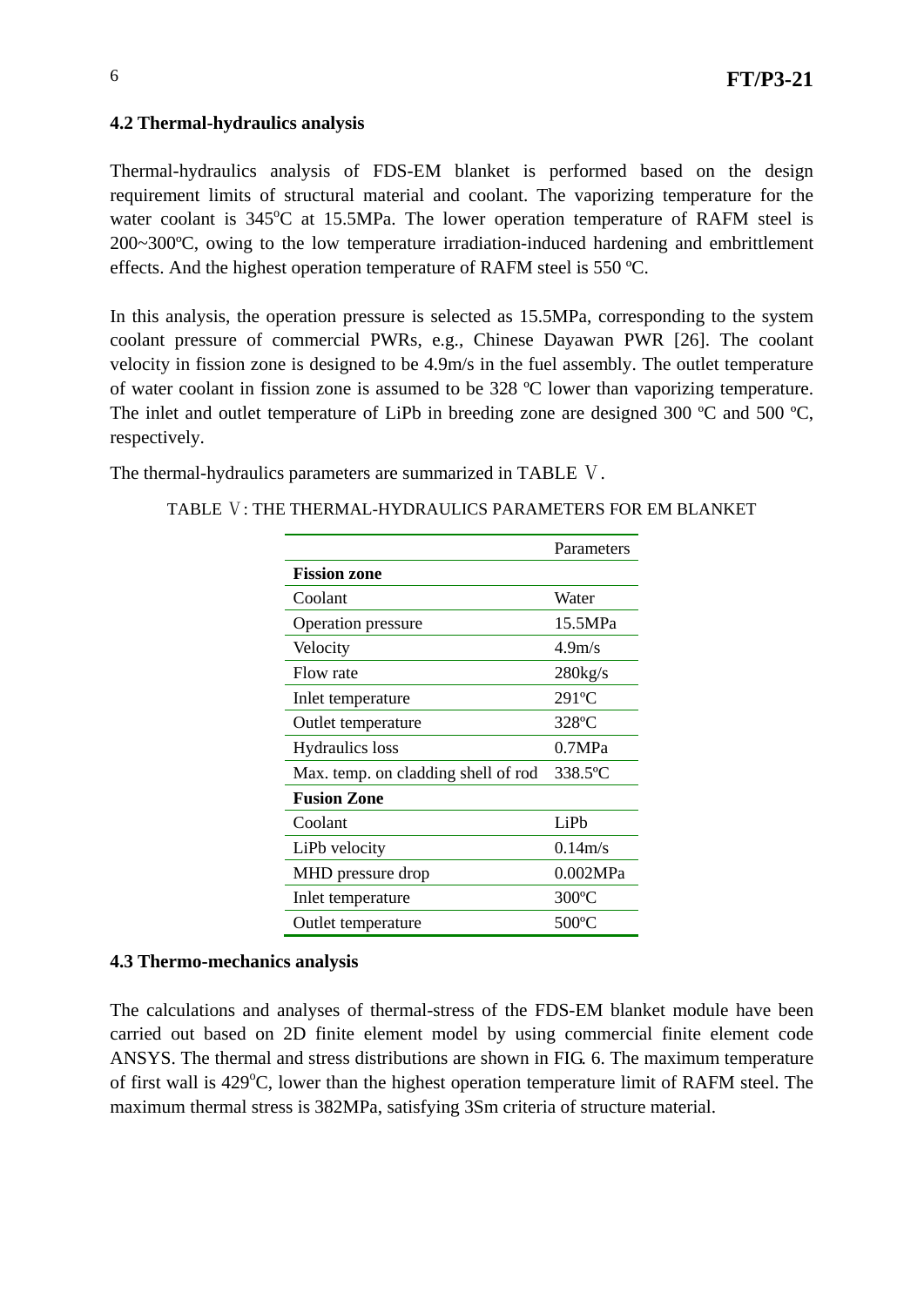### 4.2 Thermal-hydraulics analysis

Thermal-hydraulics analysis of FDS-EM blanket is performed based on the design requirement limits of structural material and coolant. The vaporizing temperature for the water coolant is 345$^{o}$C at 15.5MPa. The lower operation temperature of RAFM steel is 200~300ºC, owing to the low temperature irradiation-induced hardening and embrittlement effects. And the highest operation temperature of RAFM steel is 550 ºC.

In this analysis, the operation pressure is selected as 15.5MPa, corresponding to the system coolant pressure of commercial PWRs, e.g., Chinese Dayawan PWR [26]. The coolant velocity in fission zone is designed to be 4.9m/s in the fuel assembly. The outlet temperature of water coolant in fission zone is assumed to be 328 ºC lower than vaporizing temperature. The inlet and outlet temperature of LiPb in breeding zone are designed 300 ºC and 500 ºC, respectively.

The thermal-hydraulics parameters are summarized in TABLE Ⅴ.

TABLE Ⅴ: THE THERMAL-HYDRAULICS PARAMETERS FOR EM BLANKET

| | Parameters |
|---|---|
| **Fission zone** | |
| Coolant | Water |
| Operation pressure | 15.5MPa |
| Velocity | 4.9m/s |
| Flow rate | 280kg/s |
| Inlet temperature | 291ºC |
| Outlet temperature | 328ºC |
| Hydraulics loss | 0.7MPa |
| Max. temp. on cladding shell of rod | 338.5ºC |
| **Fusion Zone** | |
| Coolant | LiPb |
| LiPb velocity | 0.14m/s |
| MHD pressure drop | 0.002MPa |
| Inlet temperature | 300ºC |
| Outlet temperature | 500ºC |

### 4.3 Thermo-mechanics analysis

The calculations and analyses of thermal-stress of the FDS-EM blanket module have been carried out based on 2D finite element model by using commercial finite element code ANSYS. The thermal and stress distributions are shown in FIG. 6. The maximum temperature of first wall is 429$^{o}$C, lower than the highest operation temperature limit of RAFM steel. The maximum thermal stress is 382MPa, satisfying 3Sm criteria of structure material.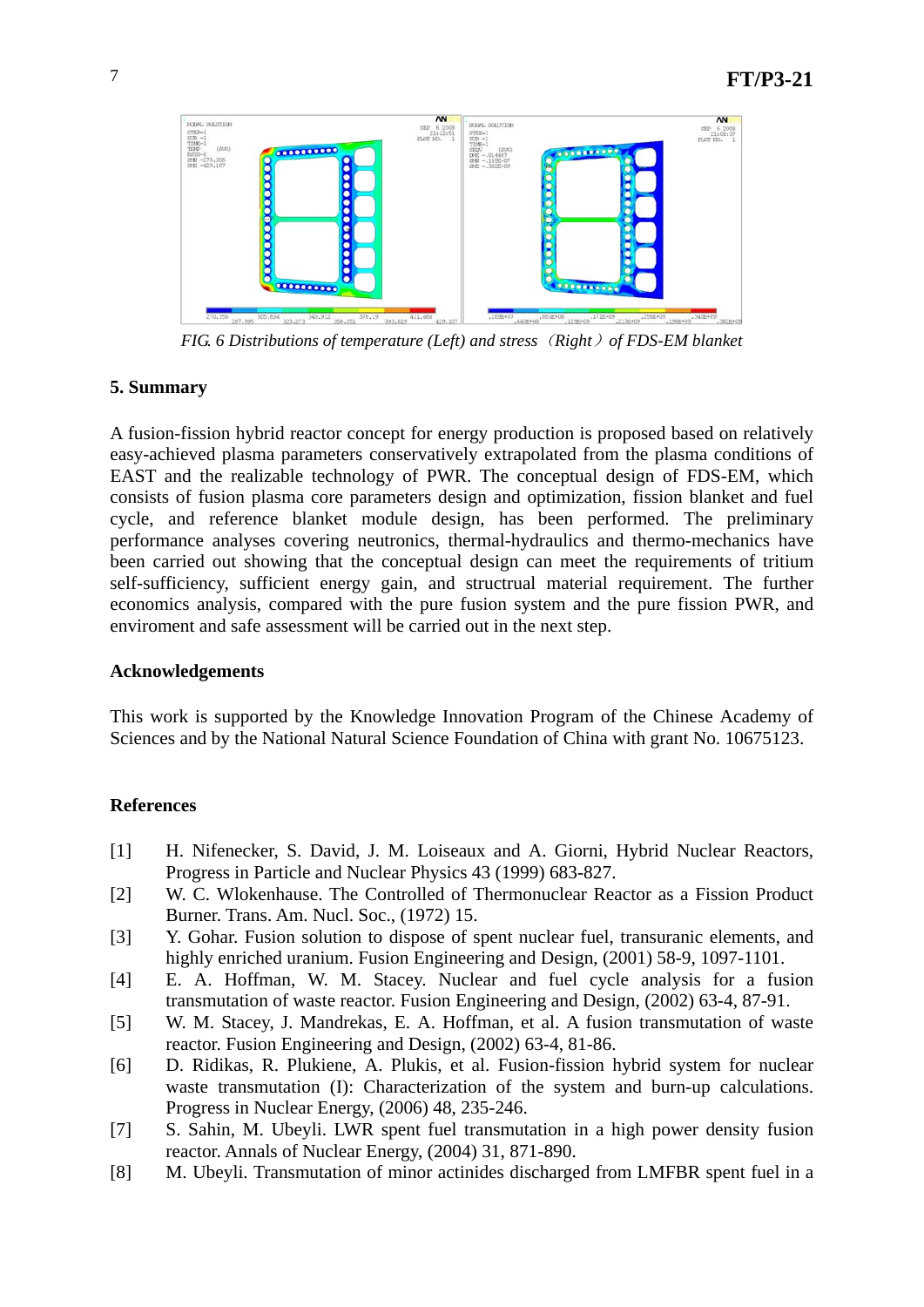*FIG. 6 Distributions of temperature (Left) and stress（Right）of FDS-EM blanket*

## 5. Summary

A fusion-fission hybrid reactor concept for energy production is proposed based on relatively easy-achieved plasma parameters conservatively extrapolated from the plasma conditions of EAST and the realizable technology of PWR. The conceptual design of FDS-EM, which consists of fusion plasma core parameters design and optimization, fission blanket and fuel cycle, and reference blanket module design, has been performed. The preliminary performance analyses covering neutronics, thermal-hydraulics and thermo-mechanics have been carried out showing that the conceptual design can meet the requirements of tritium self-sufficiency, sufficient energy gain, and structrual material requirement. The further economics analysis, compared with the pure fusion system and the pure fission PWR, and enviroment and safe assessment will be carried out in the next step.

## Acknowledgements

This work is supported by the Knowledge Innovation Program of the Chinese Academy of Sciences and by the National Natural Science Foundation of China with grant No. 10675123.

## References

[1] H. Nifenecker, S. David, J. M. Loiseaux and A. Giorni, Hybrid Nuclear Reactors, Progress in Particle and Nuclear Physics 43 (1999) 683-827.

[2] W. C. Wlokenhause. The Controlled of Thermonuclear Reactor as a Fission Product Burner. Trans. Am. Nucl. Soc., (1972) 15.

[3] Y. Gohar. Fusion solution to dispose of spent nuclear fuel, transuranic elements, and highly enriched uranium. Fusion Engineering and Design, (2001) 58-9, 1097-1101.

[4] E. A. Hoffman, W. M. Stacey. Nuclear and fuel cycle analysis for a fusion transmutation of waste reactor. Fusion Engineering and Design, (2002) 63-4, 87-91.

[5] W. M. Stacey, J. Mandrekas, E. A. Hoffman, et al. A fusion transmutation of waste reactor. Fusion Engineering and Design, (2002) 63-4, 81-86.

[6] D. Ridikas, R. Plukiene, A. Plukis, et al. Fusion-fission hybrid system for nuclear waste transmutation (I): Characterization of the system and burn-up calculations. Progress in Nuclear Energy, (2006) 48, 235-246.

[7] S. Sahin, M. Ubeyli. LWR spent fuel transmutation in a high power density fusion reactor. Annals of Nuclear Energy, (2004) 31, 871-890.

[8] M. Ubeyli. Transmutation of minor actinides discharged from LMFBR spent fuel in a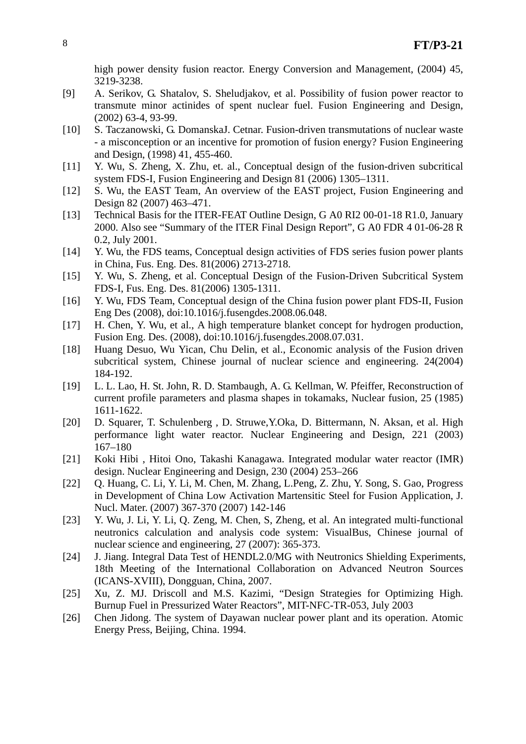high power density fusion reactor. Energy Conversion and Management, (2004) 45, 3219-3238.

[9] A. Serikov, G. Shatalov, S. Sheludjakov, et al. Possibility of fusion power reactor to transmute minor actinides of spent nuclear fuel. Fusion Engineering and Design, (2002) 63-4, 93-99.

[10] S. Taczanowski, G. DomanskaJ. Cetnar. Fusion-driven transmutations of nuclear waste - a misconception or an incentive for promotion of fusion energy? Fusion Engineering and Design, (1998) 41, 455-460.

[11] Y. Wu, S. Zheng, X. Zhu, et. al., Conceptual design of the fusion-driven subcritical system FDS-I, Fusion Engineering and Design 81 (2006) 1305–1311.

[12] S. Wu, the EAST Team, An overview of the EAST project, Fusion Engineering and Design 82 (2007) 463–471.

[13] Technical Basis for the ITER-FEAT Outline Design, G A0 RI2 00-01-18 R1.0, January 2000. Also see "Summary of the ITER Final Design Report", G A0 FDR 4 01-06-28 R 0.2, July 2001.

[14] Y. Wu, the FDS teams, Conceptual design activities of FDS series fusion power plants in China, Fus. Eng. Des. 81(2006) 2713-2718.

[15] Y. Wu, S. Zheng, et al. Conceptual Design of the Fusion-Driven Subcritical System FDS-I, Fus. Eng. Des. 81(2006) 1305-1311.

[16] Y. Wu, FDS Team, Conceptual design of the China fusion power plant FDS-II, Fusion Eng Des (2008), doi:10.1016/j.fusengdes.2008.06.048.

[17] H. Chen, Y. Wu, et al., A high temperature blanket concept for hydrogen production, Fusion Eng. Des. (2008), doi:10.1016/j.fusengdes.2008.07.031.

[18] Huang Desuo, Wu Yican, Chu Delin, et al., Economic analysis of the Fusion driven subcritical system, Chinese journal of nuclear science and engineering. 24(2004) 184-192.

[19] L. L. Lao, H. St. John, R. D. Stambaugh, A. G. Kellman, W. Pfeiffer, Reconstruction of current profile parameters and plasma shapes in tokamaks, Nuclear fusion, 25 (1985) 1611-1622.

[20] D. Squarer, T. Schulenberg , D. Struwe,Y.Oka, D. Bittermann, N. Aksan, et al. High performance light water reactor. Nuclear Engineering and Design, 221 (2003) 167–180

[21] Koki Hibi , Hitoi Ono, Takashi Kanagawa. Integrated modular water reactor (IMR) design. Nuclear Engineering and Design, 230 (2004) 253–266

[22] Q. Huang, C. Li, Y. Li, M. Chen, M. Zhang, L.Peng, Z. Zhu, Y. Song, S. Gao, Progress in Development of China Low Activation Martensitic Steel for Fusion Application, J. Nucl. Mater. (2007) 367-370 (2007) 142-146

[23] Y. Wu, J. Li, Y. Li, Q. Zeng, M. Chen, S, Zheng, et al. An integrated multi-functional neutronics calculation and analysis code system: VisualBus, Chinese journal of nuclear science and engineering, 27 (2007): 365-373.

[24] J. Jiang. Integral Data Test of HENDL2.0/MG with Neutronics Shielding Experiments, 18th Meeting of the International Collaboration on Advanced Neutron Sources (ICANS-XVIII), Dongguan, China, 2007.

[25] Xu, Z. MJ. Driscoll and M.S. Kazimi, "Design Strategies for Optimizing High. Burnup Fuel in Pressurized Water Reactors", MIT-NFC-TR-053, July 2003

[26] Chen Jidong. The system of Dayawan nuclear power plant and its operation. Atomic Energy Press, Beijing, China. 1994.